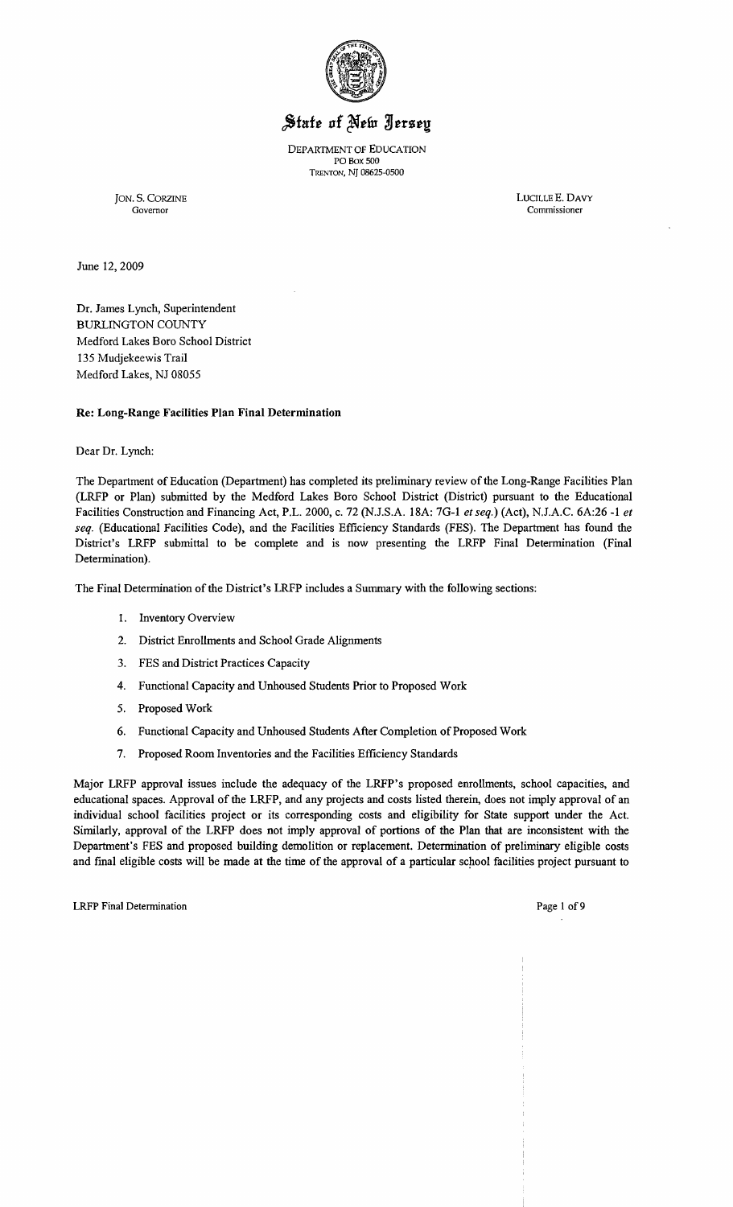# State of New Jersey

DEPARTMENT OF EDUCATION
PO BOX 500
TRENTON, NJ 08625-0500

JON. S. CORZINE
Governor

LUCILLE E. DAVY
Commissioner

June 12, 2009

Dr. James Lynch, Superintendent
BURLINGTON COUNTY
Medford Lakes Boro School District
135 Mudjekeewis Trail
Medford Lakes, NJ 08055

**Re: Long-Range Facilities Plan Final Determination**

Dear Dr. Lynch:

The Department of Education (Department) has completed its preliminary review of the Long-Range Facilities Plan (LRFP or Plan) submitted by the Medford Lakes Boro School District (District) pursuant to the Educational Facilities Construction and Financing Act, P.L. 2000, c. 72 (N.J.S.A. 18A: 7G-1 *et seq.*) (Act), N.J.A.C. 6A:26 -1 *et seq.* (Educational Facilities Code), and the Facilities Efficiency Standards (FES). The Department has found the District's LRFP submittal to be complete and is now presenting the LRFP Final Determination (Final Determination).

The Final Determination of the District's LRFP includes a Summary with the following sections:

1. Inventory Overview
2. District Enrollments and School Grade Alignments
3. FES and District Practices Capacity
4. Functional Capacity and Unhoused Students Prior to Proposed Work
5. Proposed Work
6. Functional Capacity and Unhoused Students After Completion of Proposed Work
7. Proposed Room Inventories and the Facilities Efficiency Standards

Major LRFP approval issues include the adequacy of the LRFP's proposed enrollments, school capacities, and educational spaces. Approval of the LRFP, and any projects and costs listed therein, does not imply approval of an individual school facilities project or its corresponding costs and eligibility for State support under the Act. Similarly, approval of the LRFP does not imply approval of portions of the Plan that are inconsistent with the Department's FES and proposed building demolition or replacement. Determination of preliminary eligible costs and final eligible costs will be made at the time of the approval of a particular school facilities project pursuant to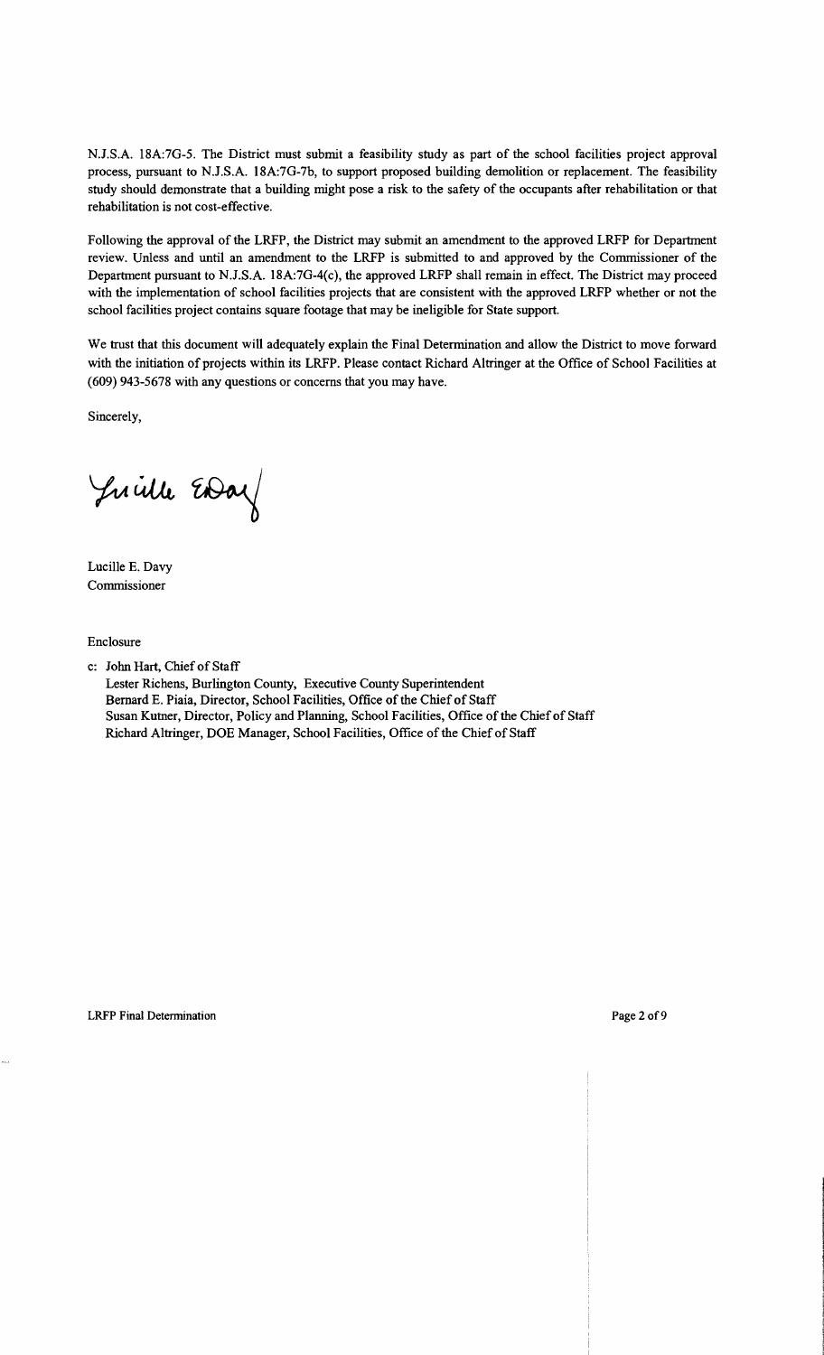N.J.S.A. 18A:7G-5. The District must submit a feasibility study as part of the school facilities project approval process, pursuant to N.J.S.A. 18A:7G-7b, to support proposed building demolition or replacement. The feasibility study should demonstrate that a building might pose a risk to the safety of the occupants after rehabilitation or that rehabilitation is not cost-effective.

Following the approval of the LRFP, the District may submit an amendment to the approved LRFP for Department review. Unless and until an amendment to the LRFP is submitted to and approved by the Commissioner of the Department pursuant to N.J.S.A. 18A:7G-4(c), the approved LRFP shall remain in effect. The District may proceed with the implementation of school facilities projects that are consistent with the approved LRFP whether or not the school facilities project contains square footage that may be ineligible for State support.

We trust that this document will adequately explain the Final Determination and allow the District to move forward with the initiation of projects within its LRFP. Please contact Richard Altringer at the Office of School Facilities at (609) 943-5678 with any questions or concerns that you may have.

Sincerely,

Lucille E. Davy
Commissioner

Enclosure

c: John Hart, Chief of Staff
Lester Richens, Burlington County, Executive County Superintendent
Bernard E. Piaia, Director, School Facilities, Office of the Chief of Staff
Susan Kutner, Director, Policy and Planning, School Facilities, Office of the Chief of Staff
Richard Altringer, DOE Manager, School Facilities, Office of the Chief of Staff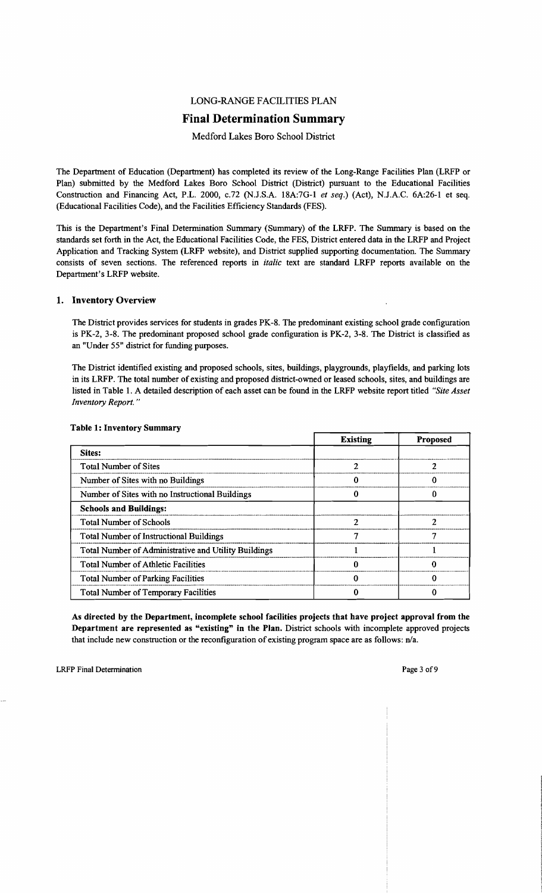# LONG-RANGE FACILITIES PLAN

## Final Determination Summary

Medford Lakes Boro School District

The Department of Education (Department) has completed its review of the Long-Range Facilities Plan (LRFP or Plan) submitted by the Medford Lakes Boro School District (District) pursuant to the Educational Facilities Construction and Financing Act, P.L. 2000, c.72 (N.J.S.A. 18A:7G-1 *et seq.*) (Act), N.J.A.C. 6A:26-1 et seq. (Educational Facilities Code), and the Facilities Efficiency Standards (FES).

This is the Department's Final Determination Summary (Summary) of the LRFP. The Summary is based on the standards set forth in the Act, the Educational Facilities Code, the FES, District entered data in the LRFP and Project Application and Tracking System (LRFP website), and District supplied supporting documentation. The Summary consists of seven sections. The referenced reports in *italic* text are standard LRFP reports available on the Department's LRFP website.

### 1. Inventory Overview

The District provides services for students in grades PK-8. The predominant existing school grade configuration is PK-2, 3-8. The predominant proposed school grade configuration is PK-2, 3-8. The District is classified as an "Under 55" district for funding purposes.

The District identified existing and proposed schools, sites, buildings, playgrounds, playfields, and parking lots in its LRFP. The total number of existing and proposed district-owned or leased schools, sites, and buildings are listed in Table 1. A detailed description of each asset can be found in the LRFP website report titled *"Site Asset Inventory Report."*

**Table 1: Inventory Summary**

| | Existing | Proposed |
|---|---|---|
| **Sites:** | | |
| Total Number of Sites | 2 | 2 |
| Number of Sites with no Buildings | 0 | 0 |
| Number of Sites with no Instructional Buildings | 0 | 0 |
| **Schools and Buildings:** | | |
| Total Number of Schools | 2 | 2 |
| Total Number of Instructional Buildings | 7 | 7 |
| Total Number of Administrative and Utility Buildings | 1 | 1 |
| Total Number of Athletic Facilities | 0 | 0 |
| Total Number of Parking Facilities | 0 | 0 |
| Total Number of Temporary Facilities | 0 | 0 |

**As directed by the Department, incomplete school facilities projects that have project approval from the Department are represented as "existing" in the Plan.** District schools with incomplete approved projects that include new construction or the reconfiguration of existing program space are as follows: n/a.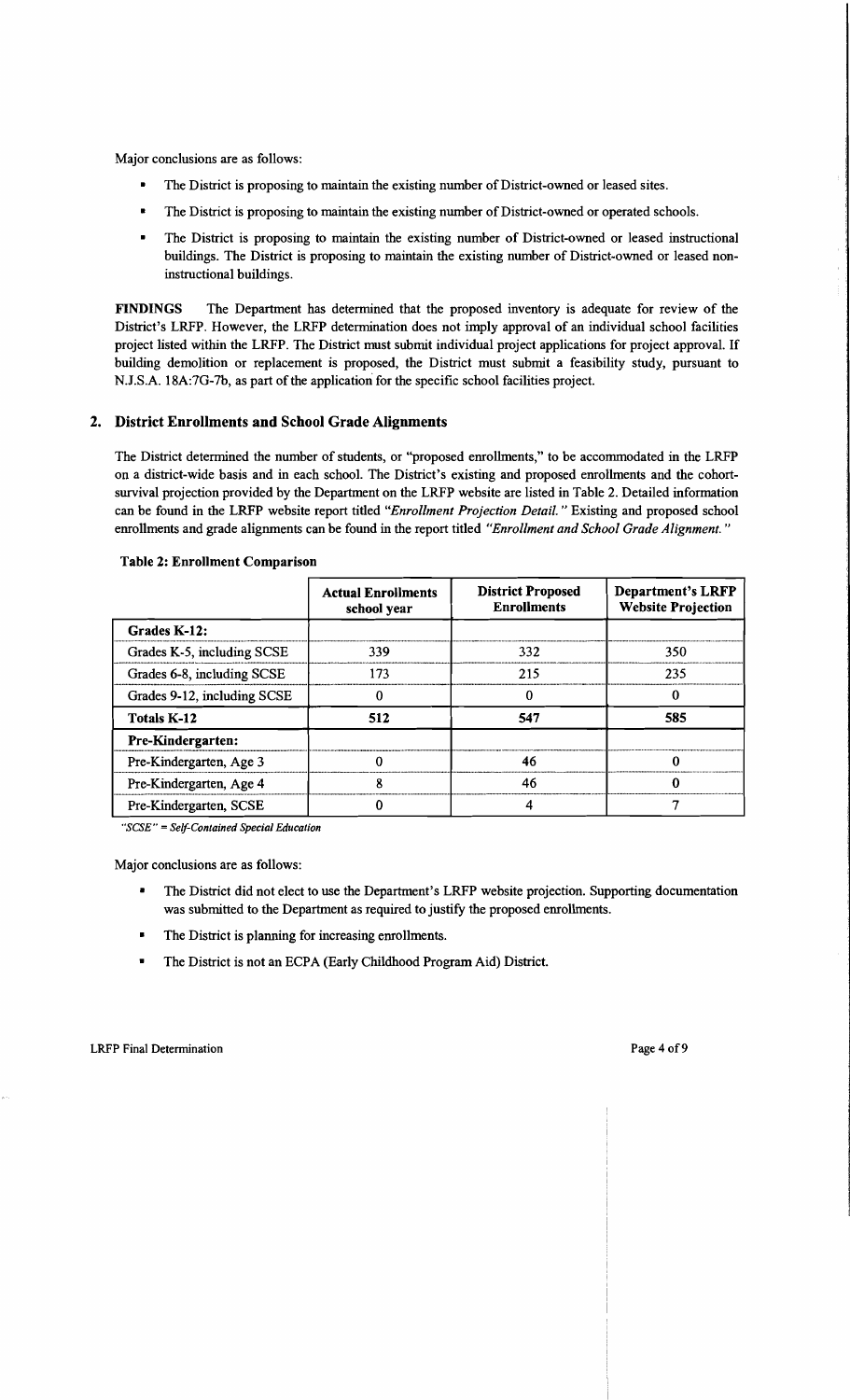Major conclusions are as follows:

- The District is proposing to maintain the existing number of District-owned or leased sites.
- The District is proposing to maintain the existing number of District-owned or operated schools.
- The District is proposing to maintain the existing number of District-owned or leased instructional buildings. The District is proposing to maintain the existing number of District-owned or leased non-instructional buildings.

**FINDINGS** The Department has determined that the proposed inventory is adequate for review of the District's LRFP. However, the LRFP determination does not imply approval of an individual school facilities project listed within the LRFP. The District must submit individual project applications for project approval. If building demolition or replacement is proposed, the District must submit a feasibility study, pursuant to N.J.S.A. 18A:7G-7b, as part of the application for the specific school facilities project.

## 2. District Enrollments and School Grade Alignments

The District determined the number of students, or "proposed enrollments," to be accommodated in the LRFP on a district-wide basis and in each school. The District's existing and proposed enrollments and the cohort-survival projection provided by the Department on the LRFP website are listed in Table 2. Detailed information can be found in the LRFP website report titled *"Enrollment Projection Detail."* Existing and proposed school enrollments and grade alignments can be found in the report titled *"Enrollment and School Grade Alignment."*

**Table 2: Enrollment Comparison**

| | Actual Enrollments school year | District Proposed Enrollments | Department's LRFP Website Projection |
|---|---|---|---|
| **Grades K-12:** | | | |
| Grades K-5, including SCSE | 339 | 332 | 350 |
| Grades 6-8, including SCSE | 173 | 215 | 235 |
| Grades 9-12, including SCSE | 0 | 0 | 0 |
| **Totals K-12** | **512** | **547** | **585** |
| **Pre-Kindergarten:** | | | |
| Pre-Kindergarten, Age 3 | 0 | 46 | 0 |
| Pre-Kindergarten, Age 4 | 8 | 46 | 0 |
| Pre-Kindergarten, SCSE | 0 | 4 | 7 |

*"SCSE" = Self-Contained Special Education*

Major conclusions are as follows:

- The District did not elect to use the Department's LRFP website projection. Supporting documentation was submitted to the Department as required to justify the proposed enrollments.
- The District is planning for increasing enrollments.
- The District is not an ECPA (Early Childhood Program Aid) District.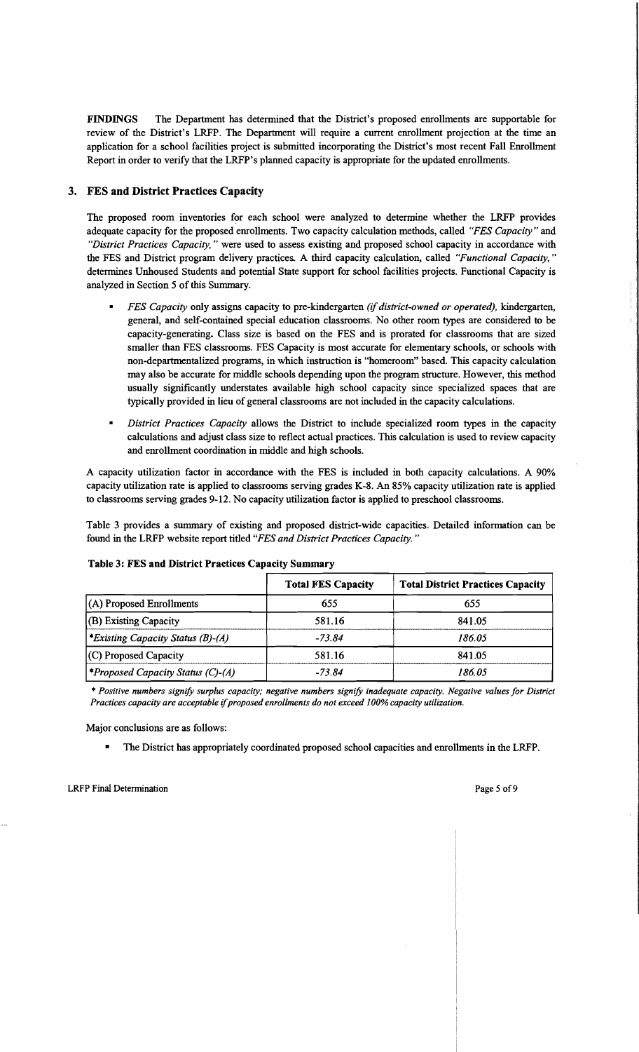**FINDINGS** The Department has determined that the District's proposed enrollments are supportable for review of the District's LRFP. The Department will require a current enrollment projection at the time an application for a school facilities project is submitted incorporating the District's most recent Fall Enrollment Report in order to verify that the LRFP's planned capacity is appropriate for the updated enrollments.

## 3. FES and District Practices Capacity

The proposed room inventories for each school were analyzed to determine whether the LRFP provides adequate capacity for the proposed enrollments. Two capacity calculation methods, called *"FES Capacity"* and *"District Practices Capacity,"* were used to assess existing and proposed school capacity in accordance with the FES and District program delivery practices. A third capacity calculation, called *"Functional Capacity,"* determines Unhoused Students and potential State support for school facilities projects. Functional Capacity is analyzed in Section 5 of this Summary.

- *FES Capacity* only assigns capacity to pre-kindergarten *(if district-owned or operated),* kindergarten, general, and self-contained special education classrooms. No other room types are considered to be capacity-generating. Class size is based on the FES and is prorated for classrooms that are sized smaller than FES classrooms. FES Capacity is most accurate for elementary schools, or schools with non-departmentalized programs, in which instruction is "homeroom" based. This capacity calculation may also be accurate for middle schools depending upon the program structure. However, this method usually significantly understates available high school capacity since specialized spaces that are typically provided in lieu of general classrooms are not included in the capacity calculations.
- *District Practices Capacity* allows the District to include specialized room types in the capacity calculations and adjust class size to reflect actual practices. This calculation is used to review capacity and enrollment coordination in middle and high schools.

A capacity utilization factor in accordance with the FES is included in both capacity calculations. A 90% capacity utilization rate is applied to classrooms serving grades K-8. An 85% capacity utilization rate is applied to classrooms serving grades 9-12. No capacity utilization factor is applied to preschool classrooms.

Table 3 provides a summary of existing and proposed district-wide capacities. Detailed information can be found in the LRFP website report titled *"FES and District Practices Capacity."*

**Table 3: FES and District Practices Capacity Summary**

| | Total FES Capacity | Total District Practices Capacity |
|---|---|---|
| (A) Proposed Enrollments | 655 | 655 |
| (B) Existing Capacity | 581.16 | 841.05 |
| *\*Existing Capacity Status (B)-(A)* | *-73.84* | *186.05* |
| (C) Proposed Capacity | 581.16 | 841.05 |
| *\*Proposed Capacity Status (C)-(A)* | *-73.84* | *186.05* |

*\* Positive numbers signify surplus capacity; negative numbers signify inadequate capacity. Negative values for District Practices capacity are acceptable if proposed enrollments do not exceed 100% capacity utilization.*

Major conclusions are as follows:

- The District has appropriately coordinated proposed school capacities and enrollments in the LRFP.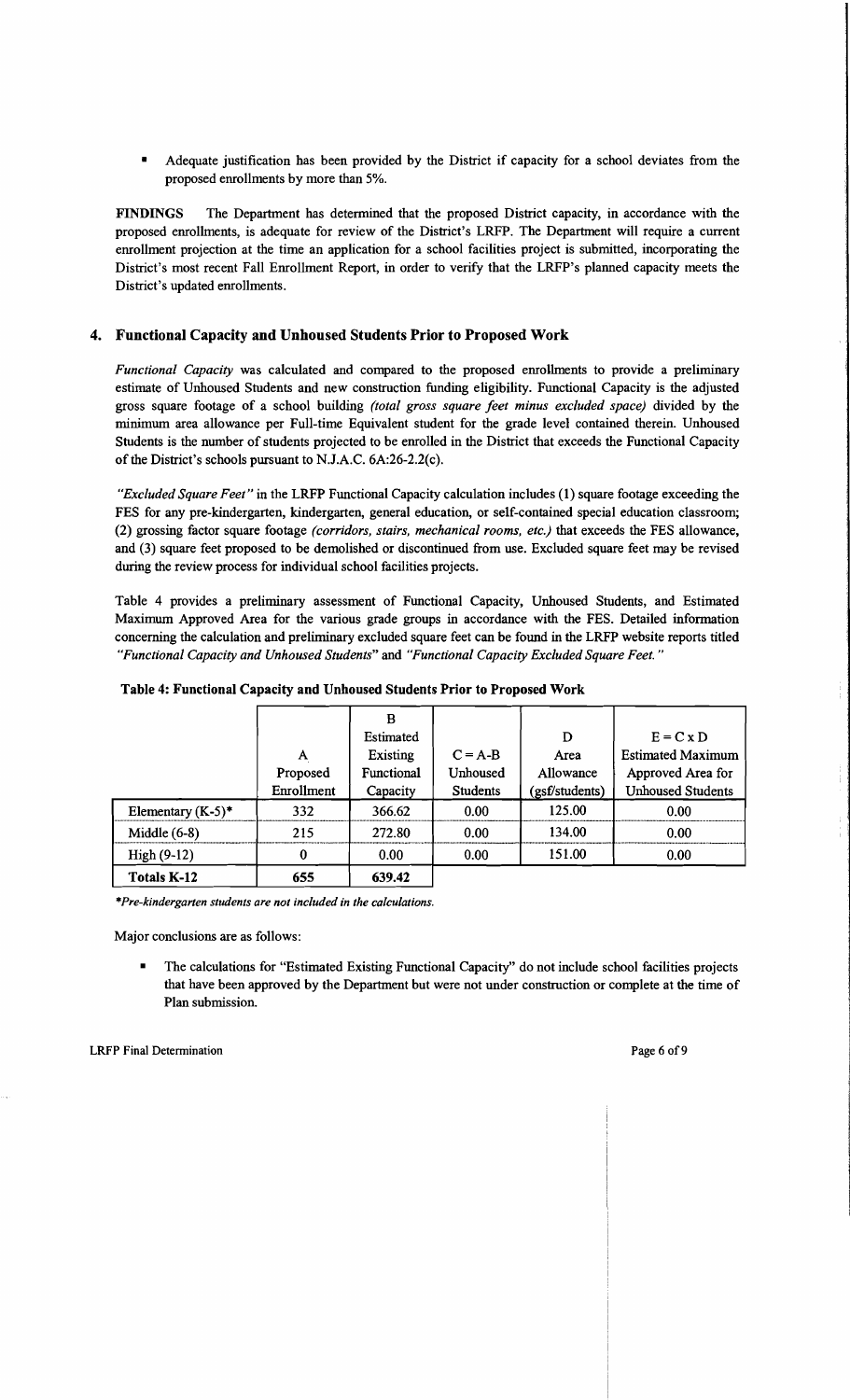- Adequate justification has been provided by the District if capacity for a school deviates from the proposed enrollments by more than 5%.

**FINDINGS** The Department has determined that the proposed District capacity, in accordance with the proposed enrollments, is adequate for review of the District's LRFP. The Department will require a current enrollment projection at the time an application for a school facilities project is submitted, incorporating the District's most recent Fall Enrollment Report, in order to verify that the LRFP's planned capacity meets the District's updated enrollments.

## 4. Functional Capacity and Unhoused Students Prior to Proposed Work

*Functional Capacity* was calculated and compared to the proposed enrollments to provide a preliminary estimate of Unhoused Students and new construction funding eligibility. Functional Capacity is the adjusted gross square footage of a school building *(total gross square feet minus excluded space)* divided by the minimum area allowance per Full-time Equivalent student for the grade level contained therein. Unhoused Students is the number of students projected to be enrolled in the District that exceeds the Functional Capacity of the District's schools pursuant to N.J.A.C. 6A:26-2.2(c).

*"Excluded Square Feet"* in the LRFP Functional Capacity calculation includes (1) square footage exceeding the FES for any pre-kindergarten, kindergarten, general education, or self-contained special education classroom; (2) grossing factor square footage *(corridors, stairs, mechanical rooms, etc.)* that exceeds the FES allowance, and (3) square feet proposed to be demolished or discontinued from use. Excluded square feet may be revised during the review process for individual school facilities projects.

Table 4 provides a preliminary assessment of Functional Capacity, Unhoused Students, and Estimated Maximum Approved Area for the various grade groups in accordance with the FES. Detailed information concerning the calculation and preliminary excluded square feet can be found in the LRFP website reports titled *"Functional Capacity and Unhoused Students"* and *"Functional Capacity Excluded Square Feet."*

**Table 4: Functional Capacity and Unhoused Students Prior to Proposed Work**

| | A<br>Proposed Enrollment | B<br>Estimated Existing Functional Capacity | C = A-B<br>Unhoused Students | D<br>Area Allowance (gsf/students) | E = C x D<br>Estimated Maximum Approved Area for Unhoused Students |
|---|---|---|---|---|---|
| Elementary (K-5)* | 332 | 366.62 | 0.00 | 125.00 | 0.00 |
| Middle (6-8) | 215 | 272.80 | 0.00 | 134.00 | 0.00 |
| High (9-12) | 0 | 0.00 | 0.00 | 151.00 | 0.00 |
| **Totals K-12** | 655 | 639.42 | | | |

*\*Pre-kindergarten students are not included in the calculations.*

Major conclusions are as follows:

- The calculations for "Estimated Existing Functional Capacity" do not include school facilities projects that have been approved by the Department but were not under construction or complete at the time of Plan submission.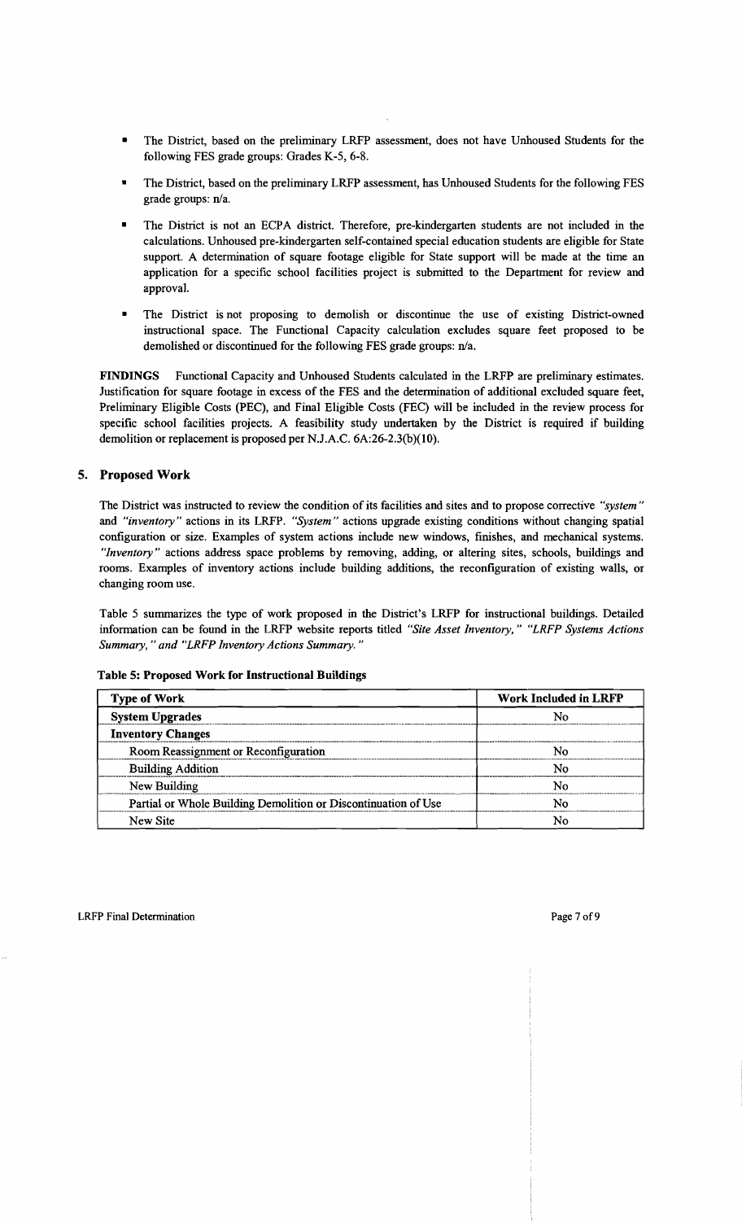- The District, based on the preliminary LRFP assessment, does not have Unhoused Students for the following FES grade groups: Grades K-5, 6-8.
- The District, based on the preliminary LRFP assessment, has Unhoused Students for the following FES grade groups: n/a.
- The District is not an ECPA district. Therefore, pre-kindergarten students are not included in the calculations. Unhoused pre-kindergarten self-contained special education students are eligible for State support. A determination of square footage eligible for State support will be made at the time an application for a specific school facilities project is submitted to the Department for review and approval.
- The District is not proposing to demolish or discontinue the use of existing District-owned instructional space. The Functional Capacity calculation excludes square feet proposed to be demolished or discontinued for the following FES grade groups: n/a.

**FINDINGS** Functional Capacity and Unhoused Students calculated in the LRFP are preliminary estimates. Justification for square footage in excess of the FES and the determination of additional excluded square feet, Preliminary Eligible Costs (PEC), and Final Eligible Costs (FEC) will be included in the review process for specific school facilities projects. A feasibility study undertaken by the District is required if building demolition or replacement is proposed per N.J.A.C. 6A:26-2.3(b)(10).

## 5. Proposed Work

The District was instructed to review the condition of its facilities and sites and to propose corrective *"system"* and *"inventory"* actions in its LRFP. *"System"* actions upgrade existing conditions without changing spatial configuration or size. Examples of system actions include new windows, finishes, and mechanical systems. *"Inventory"* actions address space problems by removing, adding, or altering sites, schools, buildings and rooms. Examples of inventory actions include building additions, the reconfiguration of existing walls, or changing room use.

Table 5 summarizes the type of work proposed in the District's LRFP for instructional buildings. Detailed information can be found in the LRFP website reports titled *"Site Asset Inventory," "LRFP Systems Actions Summary," and "LRFP Inventory Actions Summary."*

**Table 5: Proposed Work for Instructional Buildings**

| Type of Work | Work Included in LRFP |
|---|---|
| **System Upgrades** | No |
| **Inventory Changes** | |
| Room Reassignment or Reconfiguration | No |
| Building Addition | No |
| New Building | No |
| Partial or Whole Building Demolition or Discontinuation of Use | No |
| New Site | No |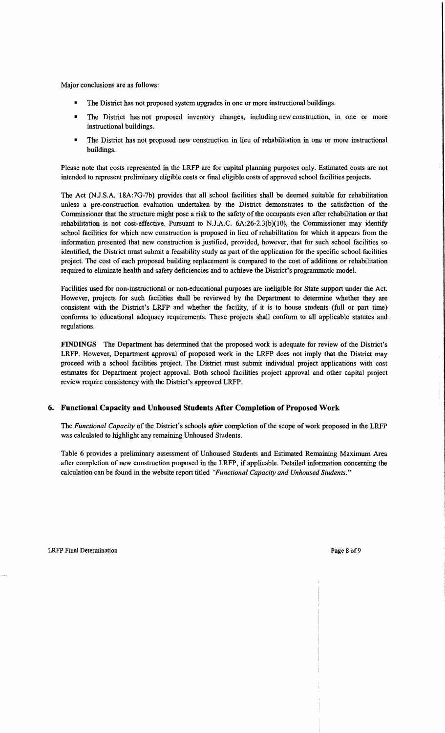Major conclusions are as follows:

- The District has not proposed system upgrades in one or more instructional buildings.
- The District has not proposed inventory changes, including new construction, in one or more instructional buildings.
- The District has not proposed new construction in lieu of rehabilitation in one or more instructional buildings.

Please note that costs represented in the LRFP are for capital planning purposes only. Estimated costs are not intended to represent preliminary eligible costs or final eligible costs of approved school facilities projects.

The Act (N.J.S.A. 18A:7G-7b) provides that all school facilities shall be deemed suitable for rehabilitation unless a pre-construction evaluation undertaken by the District demonstrates to the satisfaction of the Commissioner that the structure might pose a risk to the safety of the occupants even after rehabilitation or that rehabilitation is not cost-effective. Pursuant to N.J.A.C. 6A:26-2.3(b)(10), the Commissioner may identify school facilities for which new construction is proposed in lieu of rehabilitation for which it appears from the information presented that new construction is justified, provided, however, that for such school facilities so identified, the District must submit a feasibility study as part of the application for the specific school facilities project. The cost of each proposed building replacement is compared to the cost of additions or rehabilitation required to eliminate health and safety deficiencies and to achieve the District's programmatic model.

Facilities used for non-instructional or non-educational purposes are ineligible for State support under the Act. However, projects for such facilities shall be reviewed by the Department to determine whether they are consistent with the District's LRFP and whether the facility, if it is to house students (full or part time) conforms to educational adequacy requirements. These projects shall conform to all applicable statutes and regulations.

**FINDINGS** The Department has determined that the proposed work is adequate for review of the District's LRFP. However, Department approval of proposed work in the LRFP does not imply that the District may proceed with a school facilities project. The District must submit individual project applications with cost estimates for Department project approval. Both school facilities project approval and other capital project review require consistency with the District's approved LRFP.

## 6. Functional Capacity and Unhoused Students After Completion of Proposed Work

The *Functional Capacity* of the District's schools ***after*** completion of the scope of work proposed in the LRFP was calculated to highlight any remaining Unhoused Students.

Table 6 provides a preliminary assessment of Unhoused Students and Estimated Remaining Maximum Area after completion of new construction proposed in the LRFP, if applicable. Detailed information concerning the calculation can be found in the website report titled *"Functional Capacity and Unhoused Students."*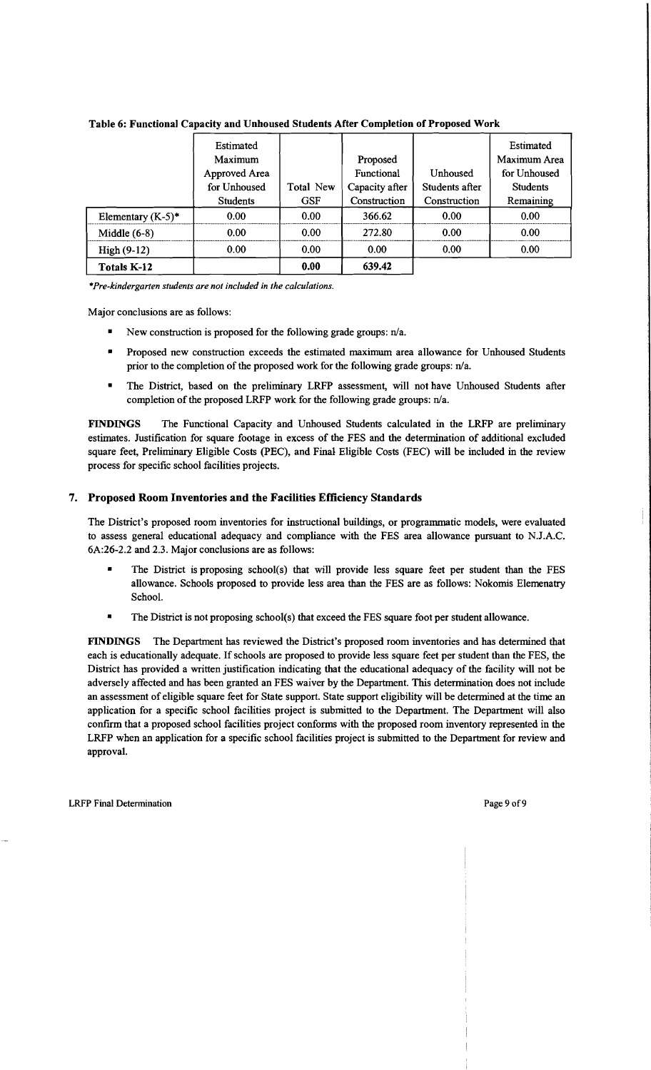**Table 6: Functional Capacity and Unhoused Students After Completion of Proposed Work**

| | Estimated Maximum Approved Area for Unhoused Students | Total New GSF | Proposed Functional Capacity after Construction | Unhoused Students after Construction | Estimated Maximum Area for Unhoused Students Remaining |
|---|---|---|---|---|---|
| Elementary (K-5)* | 0.00 | 0.00 | 366.62 | 0.00 | 0.00 |
| Middle (6-8) | 0.00 | 0.00 | 272.80 | 0.00 | 0.00 |
| High (9-12) | 0.00 | 0.00 | 0.00 | 0.00 | 0.00 |
| **Totals K-12** | | 0.00 | 639.42 | | |

*\*Pre-kindergarten students are not included in the calculations.*

Major conclusions are as follows:

- New construction is proposed for the following grade groups: n/a.
- Proposed new construction exceeds the estimated maximum area allowance for Unhoused Students prior to the completion of the proposed work for the following grade groups: n/a.
- The District, based on the preliminary LRFP assessment, will not have Unhoused Students after completion of the proposed LRFP work for the following grade groups: n/a.

**FINDINGS** The Functional Capacity and Unhoused Students calculated in the LRFP are preliminary estimates. Justification for square footage in excess of the FES and the determination of additional excluded square feet, Preliminary Eligible Costs (PEC), and Final Eligible Costs (FEC) will be included in the review process for specific school facilities projects.

## 7. Proposed Room Inventories and the Facilities Efficiency Standards

The District's proposed room inventories for instructional buildings, or programmatic models, were evaluated to assess general educational adequacy and compliance with the FES area allowance pursuant to N.J.A.C. 6A:26-2.2 and 2.3. Major conclusions are as follows:

- The District is proposing school(s) that will provide less square feet per student than the FES allowance. Schools proposed to provide less area than the FES are as follows: Nokomis Elemenatry School.
- The District is not proposing school(s) that exceed the FES square foot per student allowance.

**FINDINGS** The Department has reviewed the District's proposed room inventories and has determined that each is educationally adequate. If schools are proposed to provide less square feet per student than the FES, the District has provided a written justification indicating that the educational adequacy of the facility will not be adversely affected and has been granted an FES waiver by the Department. This determination does not include an assessment of eligible square feet for State support. State support eligibility will be determined at the time an application for a specific school facilities project is submitted to the Department. The Department will also confirm that a proposed school facilities project conforms with the proposed room inventory represented in the LRFP when an application for a specific school facilities project is submitted to the Department for review and approval.